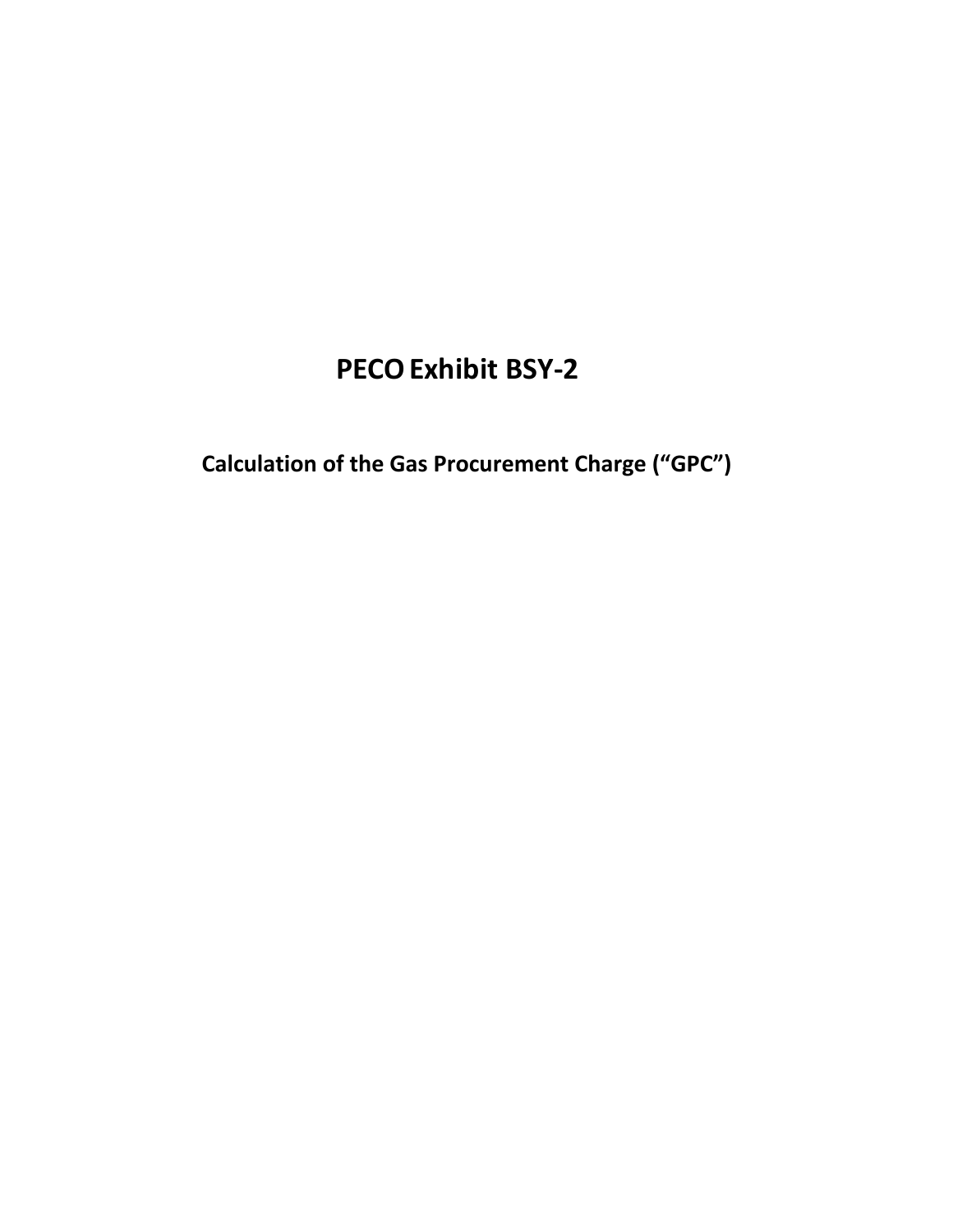# PECO Exhibit BSY-2

## Calculation of the Gas Procurement Charge (“GPC”)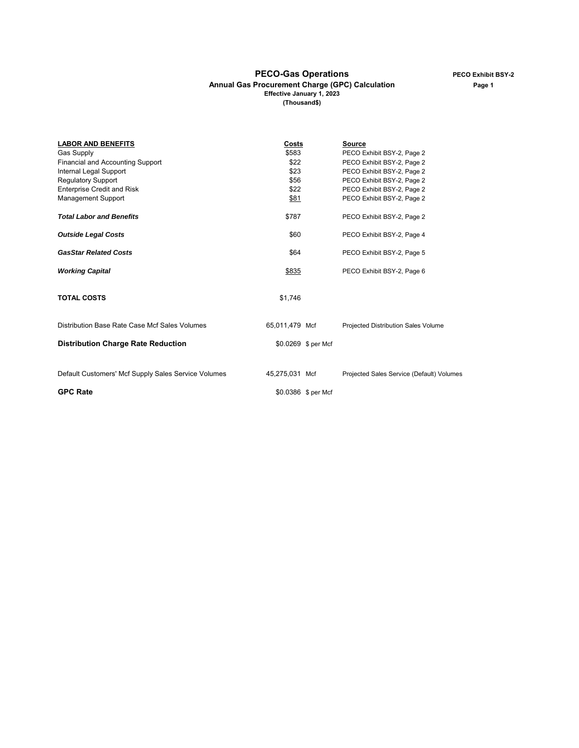# PECO-Gas Operations

**PECO Exhibit BSY-2**
**Page 1**

## Annual Gas Procurement Charge (GPC) Calculation

**Effective January 1, 2023**
**(Thousand$)**

| **LABOR AND BENEFITS** | **Costs** | | **Source** |
|---|---|---|---|
| Gas Supply | $583 | | PECO Exhibit BSY-2, Page 2 |
| Financial and Accounting Support | $22 | | PECO Exhibit BSY-2, Page 2 |
| Internal Legal Support | $23 | | PECO Exhibit BSY-2, Page 2 |
| Regulatory Support | $56 | | PECO Exhibit BSY-2, Page 2 |
| Enterprise Credit and Risk | $22 | | PECO Exhibit BSY-2, Page 2 |
| Management Support | $81 | | PECO Exhibit BSY-2, Page 2 |
| ***Total Labor and Benefits*** | $787 | | PECO Exhibit BSY-2, Page 2 |
| ***Outside Legal Costs*** | $60 | | PECO Exhibit BSY-2, Page 4 |
| ***GasStar Related Costs*** | $64 | | PECO Exhibit BSY-2, Page 5 |
| ***Working Capital*** | $835 | | PECO Exhibit BSY-2, Page 6 |
| **TOTAL COSTS** | $1,746 | | |
| Distribution Base Rate Case Mcf Sales Volumes | 65,011,479 | Mcf | Projected Distribution Sales Volume |
| **Distribution Charge Rate Reduction** | $0.0269 | $ per Mcf | |
| Default Customers' Mcf Supply Sales Service Volumes | 45,275,031 | Mcf | Projected Sales Service (Default) Volumes |
| **GPC Rate** | $0.0386 | $ per Mcf | |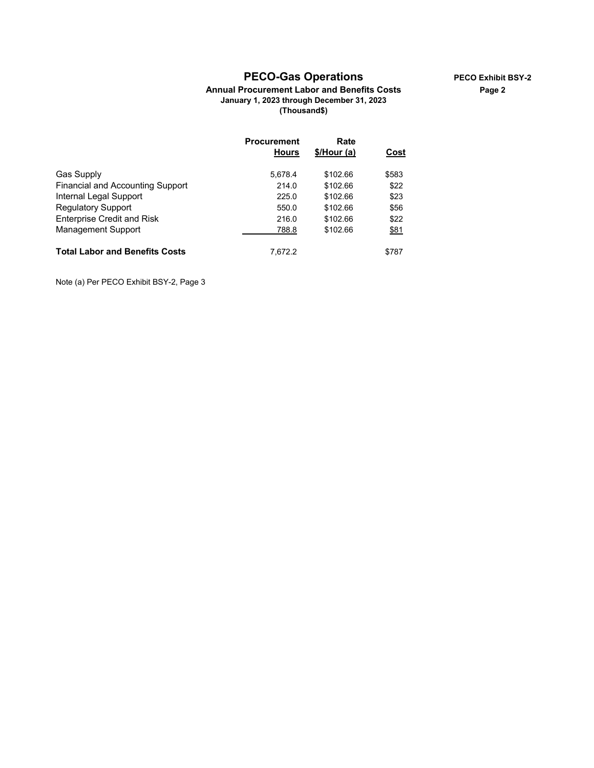# PECO-Gas Operations

**PECO Exhibit BSY-2**
**Page 2**

**Annual Procurement Labor and Benefits Costs**
**January 1, 2023 through December 31, 2023**
**(Thousand$)**

| | Procurement Hours | Rate $/Hour (a) | Cost |
|---|---|---|---|
| Gas Supply | 5,678.4 | $102.66 | $583 |
| Financial and Accounting Support | 214.0 | $102.66 | $22 |
| Internal Legal Support | 225.0 | $102.66 | $23 |
| Regulatory Support | 550.0 | $102.66 | $56 |
| Enterprise Credit and Risk | 216.0 | $102.66 | $22 |
| Management Support | 788.8 | $102.66 | $81 |
| **Total Labor and Benefits Costs** | 7,672.2 | | $787 |

Note (a) Per PECO Exhibit BSY-2, Page 3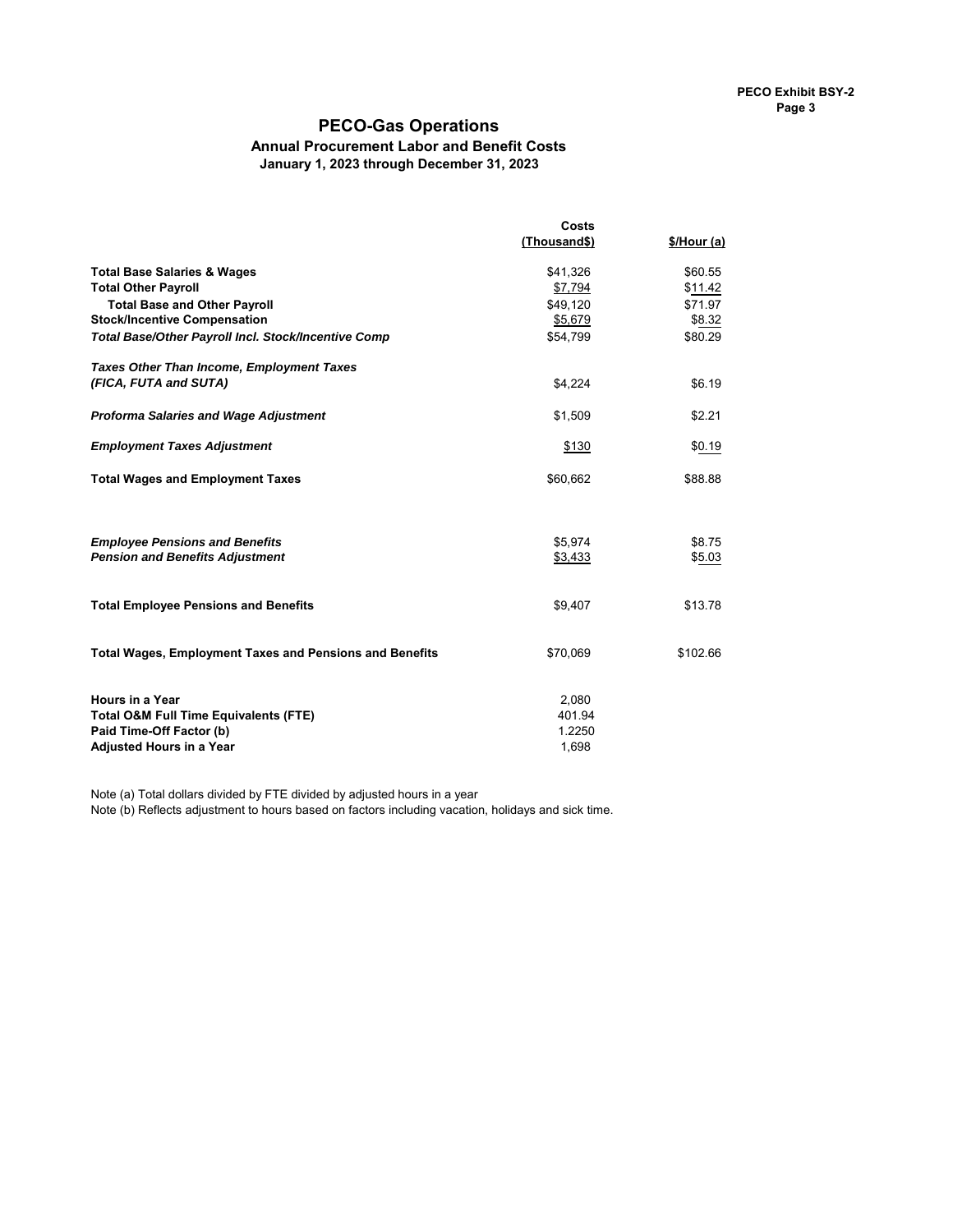PECO Exhibit BSY-2
Page 3

# PECO-Gas Operations

## Annual Procurement Labor and Benefit Costs

### January 1, 2023 through December 31, 2023

| | Costs (Thousand$) | $/Hour (a) |
|---|---|---|
| **Total Base Salaries & Wages** | $41,326 | $60.55 |
| **Total Other Payroll** | $7,794 | $11.42 |
| **Total Base and Other Payroll** | $49,120 | $71.97 |
| **Stock/Incentive Compensation** | $5,679 | $8.32 |
| ***Total Base/Other Payroll Incl. Stock/Incentive Comp*** | $54,799 | $80.29 |
| ***Taxes Other Than Income, Employment Taxes (FICA, FUTA and SUTA)*** | $4,224 | $6.19 |
| ***Proforma Salaries and Wage Adjustment*** | $1,509 | $2.21 |
| ***Employment Taxes Adjustment*** | $130 | $0.19 |
| **Total Wages and Employment Taxes** | $60,662 | $88.88 |
| ***Employee Pensions and Benefits*** | $5,974 | $8.75 |
| ***Pension and Benefits Adjustment*** | $3,433 | $5.03 |
| **Total Employee Pensions and Benefits** | $9,407 | $13.78 |
| **Total Wages, Employment Taxes and Pensions and Benefits** | $70,069 | $102.66 |
| **Hours in a Year** | 2,080 | |
| **Total O&M Full Time Equivalents (FTE)** | 401.94 | |
| **Paid Time-Off Factor (b)** | 1.2250 | |
| **Adjusted Hours in a Year** | 1,698 | |

Note (a) Total dollars divided by FTE divided by adjusted hours in a year

Note (b) Reflects adjustment to hours based on factors including vacation, holidays and sick time.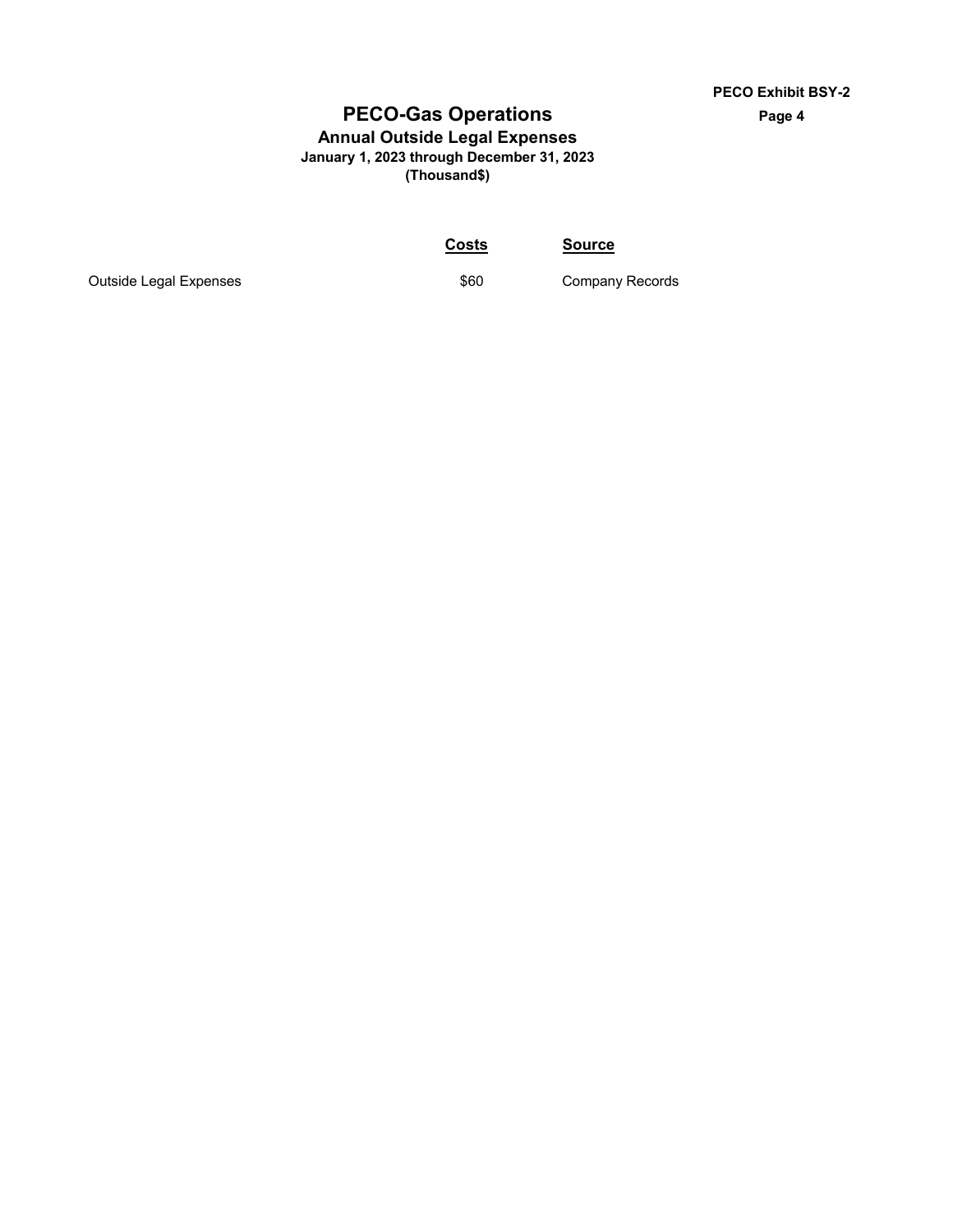PECO Exhibit BSY-2
Page 4

# PECO-Gas Operations

## Annual Outside Legal Expenses

**January 1, 2023 through December 31, 2023**
**(Thousand$)**

| | Costs | Source |
|---|---|---|
| Outside Legal Expenses | $60 | Company Records |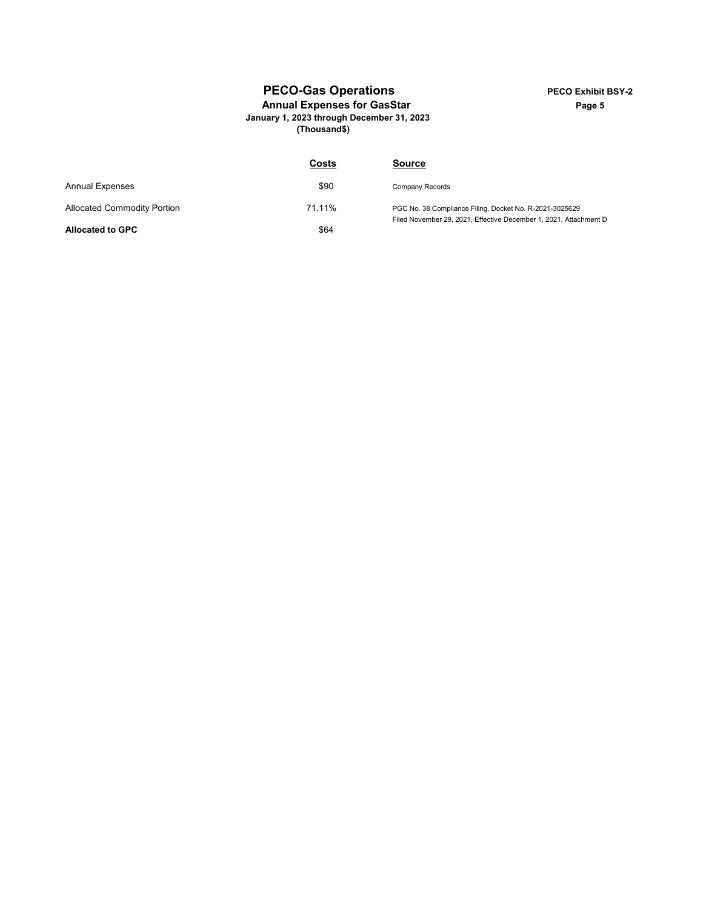# PECO-Gas Operations

**PECO Exhibit BSY-2**
**Page 5**

## Annual Expenses for GasStar

**January 1, 2023 through December 31, 2023**
**(Thousand$)**

| | Costs | Source |
|---|---|---|
| Annual Expenses | $90 | Company Records |
| Allocated Commodity Portion | 71.11% | PGC No. 38 Compliance Filing, Docket No. R-2021-3025629 Filed November 29, 2021, Effective December 1, 2021, Attachment D |
| **Allocated to GPC** | $64 | |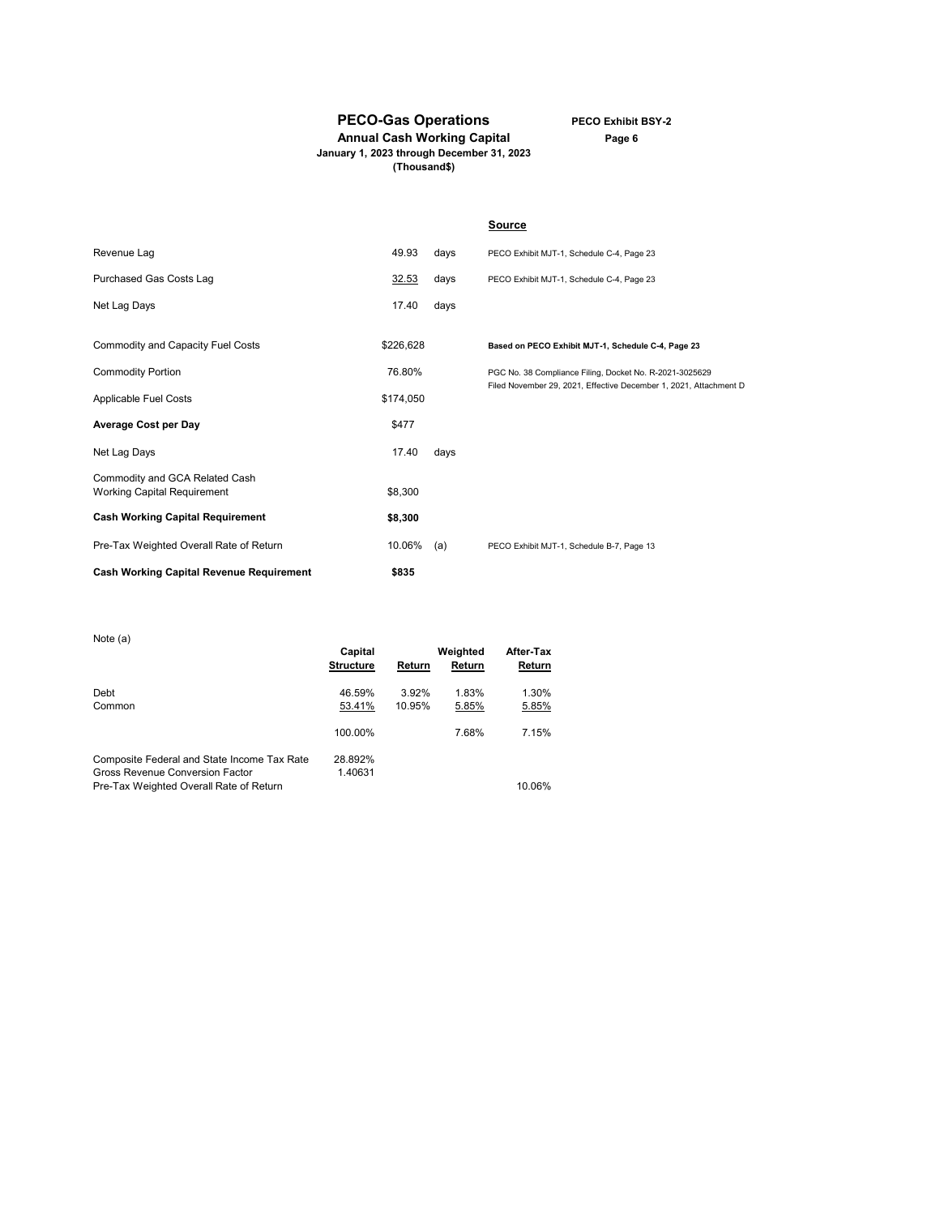# PECO-Gas Operations

**PECO Exhibit BSY-2**
**Page 6**

**Annual Cash Working Capital**
**January 1, 2023 through December 31, 2023**
**(Thousand$)**

| | | | **Source** |
|---|---|---|---|
| Revenue Lag | 49.93 | days | PECO Exhibit MJT-1, Schedule C-4, Page 23 |
| Purchased Gas Costs Lag | 32.53 | days | PECO Exhibit MJT-1, Schedule C-4, Page 23 |
| Net Lag Days | 17.40 | days | |
| Commodity and Capacity Fuel Costs | $226,628 | | **Based on PECO Exhibit MJT-1, Schedule C-4, Page 23** |
| Commodity Portion | 76.80% | | PGC No. 38 Compliance Filing, Docket No. R-2021-3025629 Filed November 29, 2021, Effective December 1, 2021, Attachment D |
| Applicable Fuel Costs | $174,050 | | |
| **Average Cost per Day** | $477 | | |
| Net Lag Days | 17.40 | days | |
| Commodity and GCA Related Cash Working Capital Requirement | $8,300 | | |
| **Cash Working Capital Requirement** | **$8,300** | | |
| Pre-Tax Weighted Overall Rate of Return | 10.06% | (a) | PECO Exhibit MJT-1, Schedule B-7, Page 13 |
| **Cash Working Capital Revenue Requirement** | **$835** | | |

Note (a)

| | **Capital Structure** | **Return** | **Weighted Return** | **After-Tax Return** |
|---|---|---|---|---|
| Debt | 46.59% | 3.92% | 1.83% | 1.30% |
| Common | 53.41% | 10.95% | 5.85% | 5.85% |
| | 100.00% | | 7.68% | 7.15% |
| Composite Federal and State Income Tax Rate | 28.892% | | | |
| Gross Revenue Conversion Factor | 1.40631 | | | |
| Pre-Tax Weighted Overall Rate of Return | | | | 10.06% |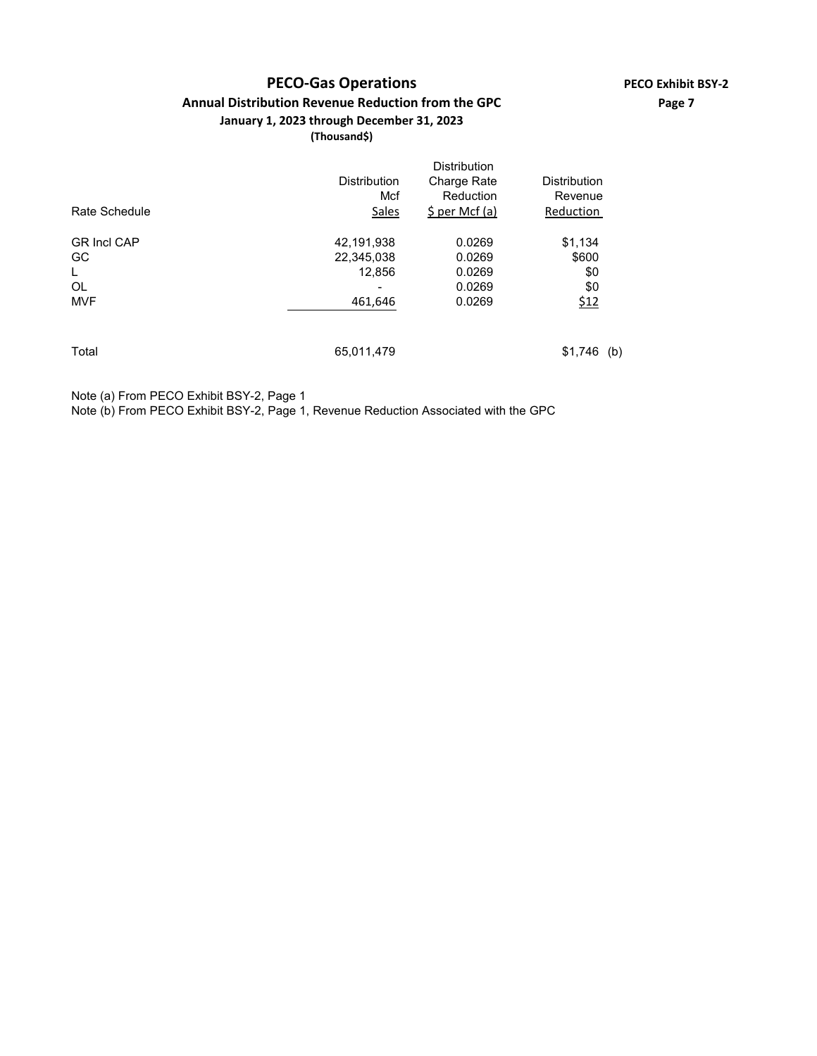# PECO-Gas Operations

**PECO Exhibit BSY-2**

**Page 7**

## Annual Distribution Revenue Reduction from the GPC

**January 1, 2023 through December 31, 2023**

**(Thousand$)**

| Rate Schedule | Distribution Mcf Sales | Distribution Charge Rate Reduction $ per Mcf (a) | Distribution Revenue Reduction |
|---|---|---|---|
| GR Incl CAP | 42,191,938 | 0.0269 | $1,134 |
| GC | 22,345,038 | 0.0269 | $600 |
| L | 12,856 | 0.0269 | $0 |
| OL | - | 0.0269 | $0 |
| MVF | 461,646 | 0.0269 | $12 |
| Total | 65,011,479 | | $1,746 (b) |

Note (a) From PECO Exhibit BSY-2, Page 1

Note (b) From PECO Exhibit BSY-2, Page 1, Revenue Reduction Associated with the GPC